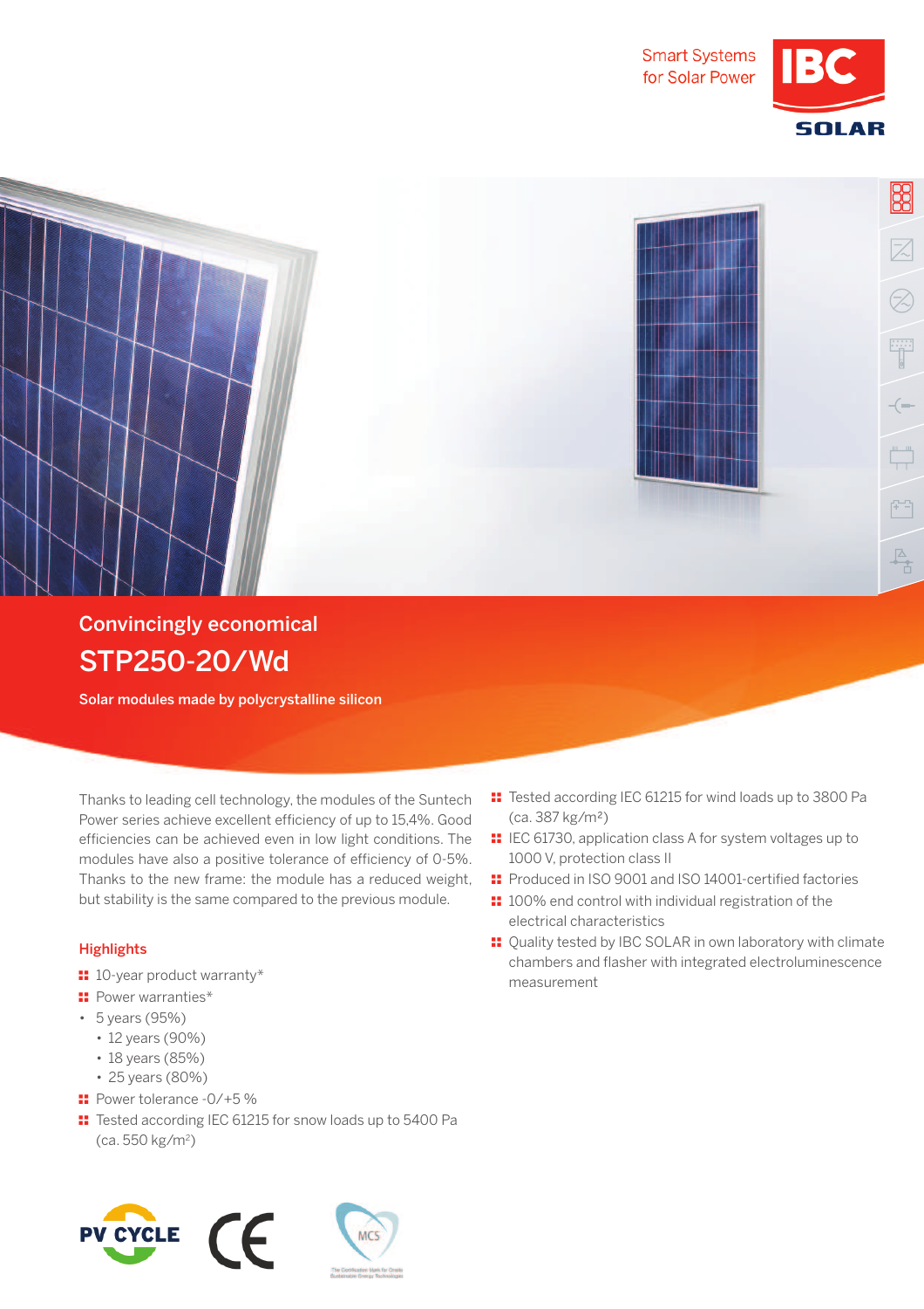Smart Systems for Solar Power

IBC SOLAR

## Convincingly economical

# STP250-20/Wd

**Solar modules made by polycrystalline silicon**

Thanks to leading cell technology, the modules of the Suntech Power series achieve excellent efficiency of up to 15,4%. Good efficiencies can be achieved even in low light conditions. The modules have also a positive tolerance of efficiency of 0-5%. Thanks to the new frame: the module has a reduced weight, but stability is the same compared to the previous module.

### Highlights

- 10-year product warranty*
- Power warranties*
  - 5 years (95%)
  - 12 years (90%)
  - 18 years (85%)
  - 25 years (80%)
- Power tolerance -0/+5 %
- Tested according IEC 61215 for snow loads up to 5400 Pa (ca. 550 kg/m²)
- Tested according IEC 61215 for wind loads up to 3800 Pa (ca. 387 kg/m²)
- IEC 61730, application class A for system voltages up to 1000 V, protection class II
- Produced in ISO 9001 and ISO 14001-certified factories
- 100% end control with individual registration of the electrical characteristics
- Quality tested by IBC SOLAR in own laboratory with climate chambers and flasher with integrated electroluminescence measurement

PV CYCLE CE MCS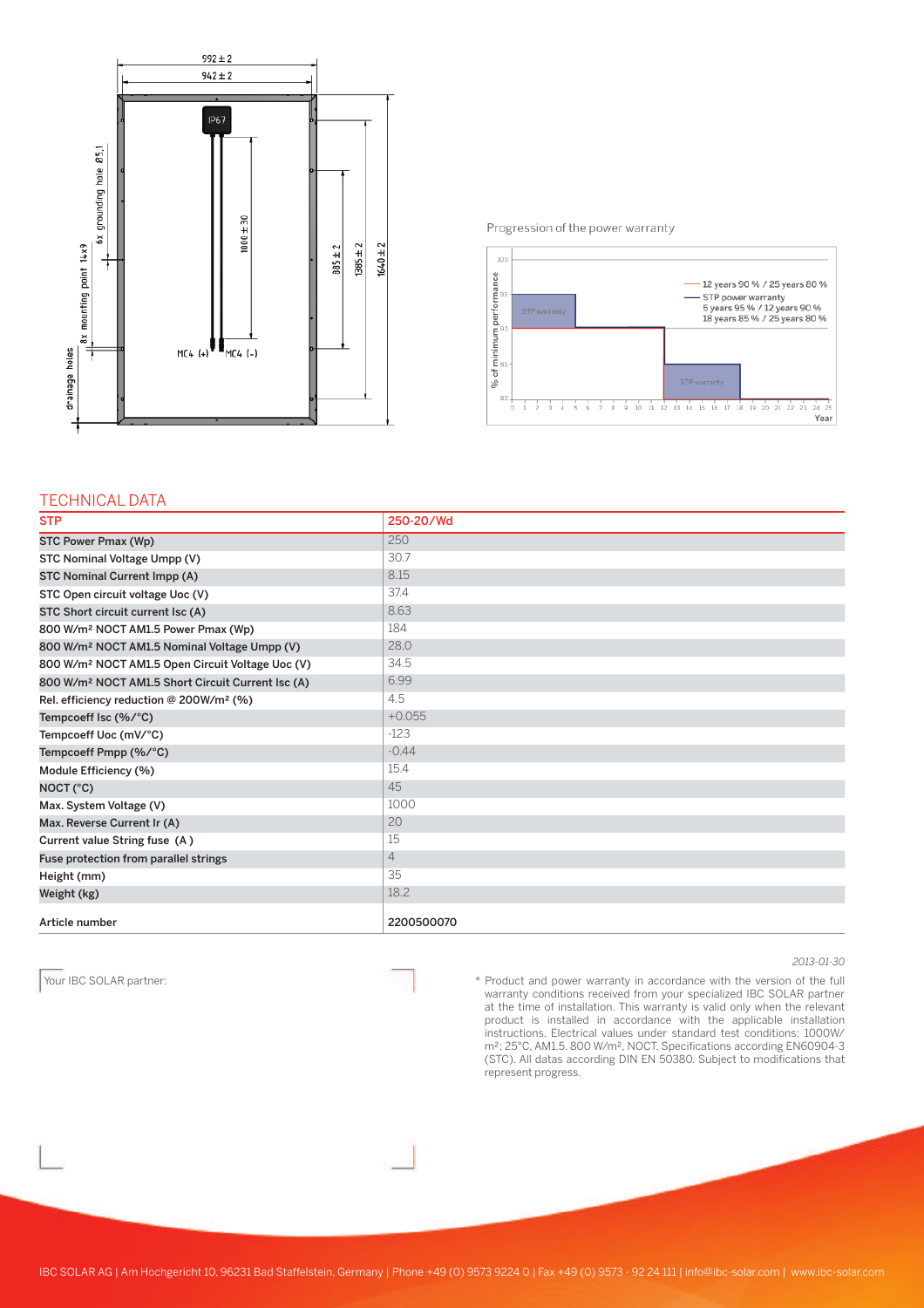992 ± 2
942 ± 2
IP67
1000 ± 30
885 ± 2
1385 ± 2
1640 ± 2
6x grounding hole Ø5,1
8x mounting point 14x9
drainage holes
MC4 (+)
MC4 (-)

Progression of the power warranty

% of minimum performance
100
95
90
85
80
STP warranty
STP warranty
12 years 90 % / 25 years 80 %
STP power warranty
5 years 95 % / 12 years 90 %
18 years 85 % / 25 years 80 %
0 1 2 3 4 5 6 7 8 9 10 11 12 13 14 15 16 17 18 19 20 21 22 23 24 25
Year

## TECHNICAL DATA

| STP | 250-20/Wd |
|---|---|
| STC Power Pmax (Wp) | 250 |
| STC Nominal Voltage Umpp (V) | 30.7 |
| STC Nominal Current Impp (A) | 8.15 |
| STC Open circuit voltage Uoc (V) | 37.4 |
| STC Short circuit current Isc (A) | 8.63 |
| 800 W/m² NOCT AM1.5 Power Pmax (Wp) | 184 |
| 800 W/m² NOCT AM1.5 Nominal Voltage Umpp (V) | 28.0 |
| 800 W/m² NOCT AM1.5 Open Circuit Voltage Uoc (V) | 34.5 |
| 800 W/m² NOCT AM1.5 Short Circuit Current Isc (A) | 6.99 |
| Rel. efficiency reduction @ 200W/m² (%) | 4.5 |
| Tempcoeff Isc (%/°C) | +0.055 |
| Tempcoeff Uoc (mV/°C) | -123 |
| Tempcoeff Pmpp (%/°C) | -0.44 |
| Module Efficiency (%) | 15.4 |
| NOCT (°C) | 45 |
| Max. System Voltage (V) | 1000 |
| Max. Reverse Current Ir (A) | 20 |
| Current value String fuse (A) | 15 |
| Fuse protection from parallel strings | 4 |
| Height (mm) | 35 |
| Weight (kg) | 18.2 |
| Article number | 2200500070 |

*2013-01-30*

Your IBC SOLAR partner:

* Product and power warranty in accordance with the version of the full warranty conditions received from your specialized IBC SOLAR partner at the time of installation. This warranty is valid only when the relevant product is installed in accordance with the applicable installation instructions. Electrical values under standard test conditions: 1000W/m²; 25°C, AM1.5. 800 W/m², NOCT. Specifications according EN60904-3 (STC). All datas according DIN EN 50380. Subject to modifications that represent progress.

IBC SOLAR AG | Am Hochgericht 10, 96231 Bad Staffelstein, Germany | Phone +49 (0) 9573 9224 0 | Fax +49 (0) 9573 - 92 24 111 | info@ibc-solar.com | www.ibc-solar.com